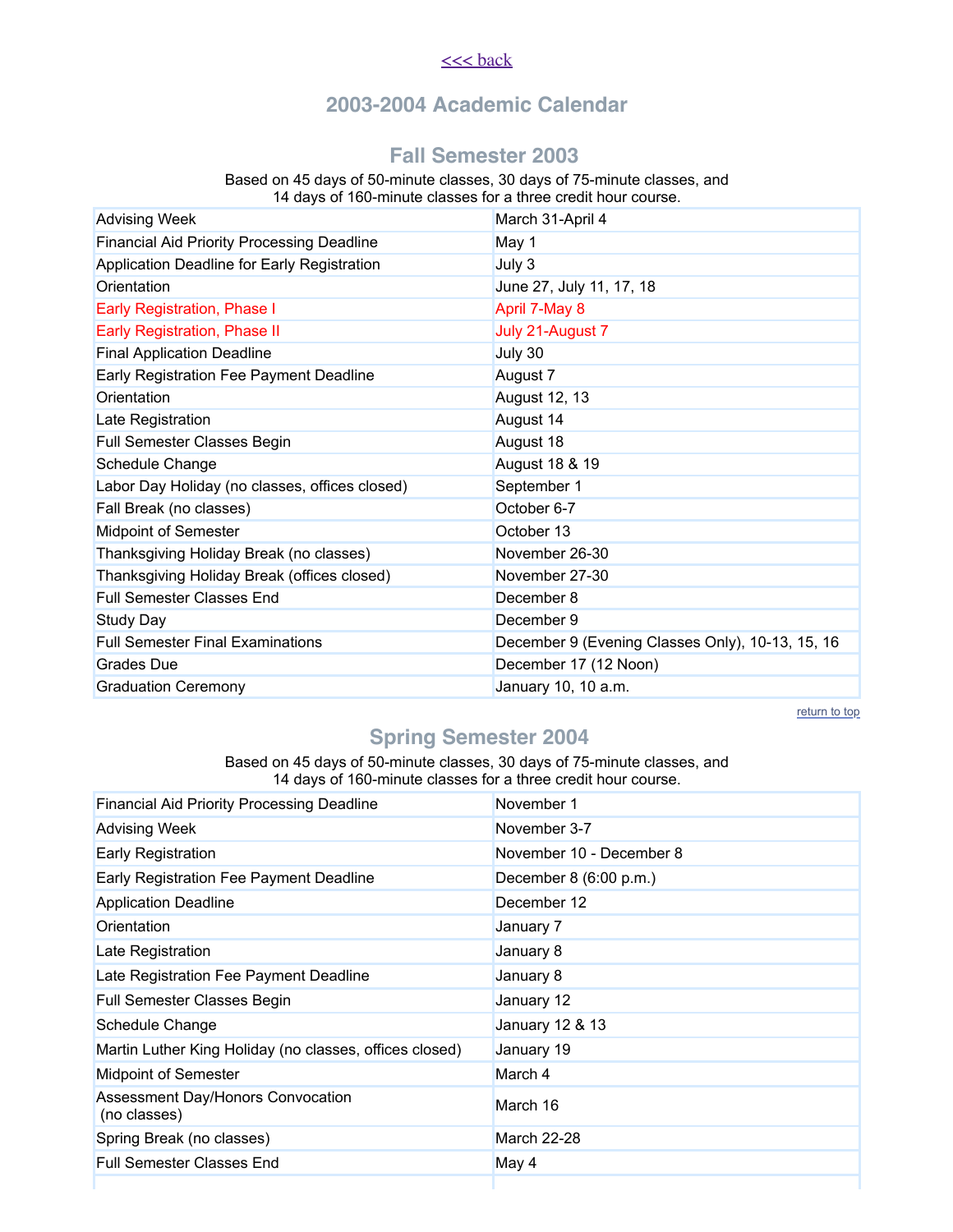<<< back

# 2003-2004 Academic Calendar

## Fall Semester 2003

Based on 45 days of 50-minute classes, 30 days of 75-minute classes, and 14 days of 160-minute classes for a three credit hour course.

| | |
|---|---|
| Advising Week | March 31-April 4 |
| Financial Aid Priority Processing Deadline | May 1 |
| Application Deadline for Early Registration | July 3 |
| Orientation | June 27, July 11, 17, 18 |
| Early Registration, Phase I | April 7-May 8 |
| Early Registration, Phase II | July 21-August 7 |
| Final Application Deadline | July 30 |
| Early Registration Fee Payment Deadline | August 7 |
| Orientation | August 12, 13 |
| Late Registration | August 14 |
| Full Semester Classes Begin | August 18 |
| Schedule Change | August 18 & 19 |
| Labor Day Holiday (no classes, offices closed) | September 1 |
| Fall Break (no classes) | October 6-7 |
| Midpoint of Semester | October 13 |
| Thanksgiving Holiday Break (no classes) | November 26-30 |
| Thanksgiving Holiday Break (offices closed) | November 27-30 |
| Full Semester Classes End | December 8 |
| Study Day | December 9 |
| Full Semester Final Examinations | December 9 (Evening Classes Only), 10-13, 15, 16 |
| Grades Due | December 17 (12 Noon) |
| Graduation Ceremony | January 10, 10 a.m. |

return to top

## Spring Semester 2004

Based on 45 days of 50-minute classes, 30 days of 75-minute classes, and 14 days of 160-minute classes for a three credit hour course.

| | |
|---|---|
| Financial Aid Priority Processing Deadline | November 1 |
| Advising Week | November 3-7 |
| Early Registration | November 10 - December 8 |
| Early Registration Fee Payment Deadline | December 8 (6:00 p.m.) |
| Application Deadline | December 12 |
| Orientation | January 7 |
| Late Registration | January 8 |
| Late Registration Fee Payment Deadline | January 8 |
| Full Semester Classes Begin | January 12 |
| Schedule Change | January 12 & 13 |
| Martin Luther King Holiday (no classes, offices closed) | January 19 |
| Midpoint of Semester | March 4 |
| Assessment Day/Honors Convocation (no classes) | March 16 |
| Spring Break (no classes) | March 22-28 |
| Full Semester Classes End | May 4 |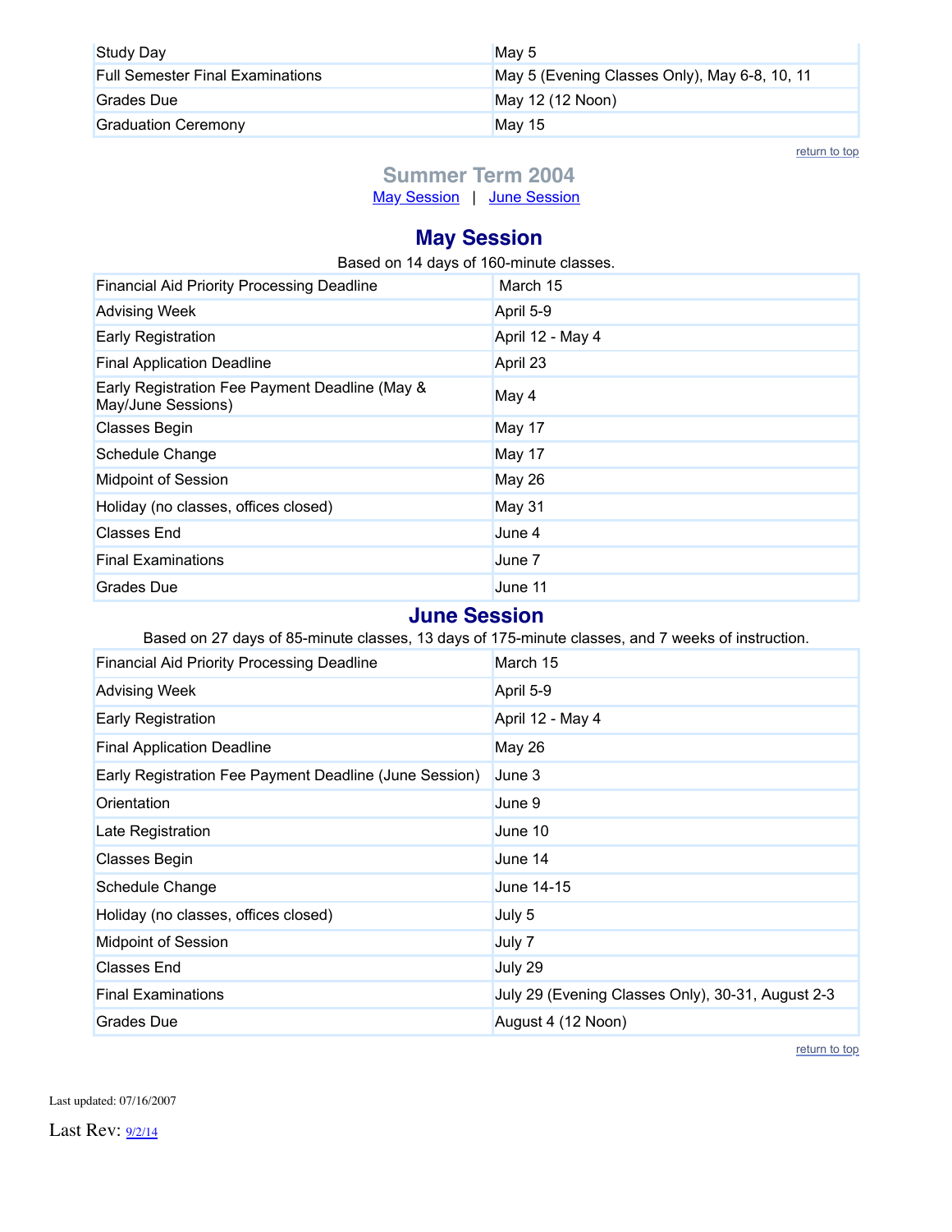| | |
|---|---|
| Study Day | May 5 |
| Full Semester Final Examinations | May 5 (Evening Classes Only), May 6-8, 10, 11 |
| Grades Due | May 12 (12 Noon) |
| Graduation Ceremony | May 15 |

return to top

## Summer Term 2004

May Session | June Session

### May Session

Based on 14 days of 160-minute classes.

| | |
|---|---|
| Financial Aid Priority Processing Deadline | March 15 |
| Advising Week | April 5-9 |
| Early Registration | April 12 - May 4 |
| Final Application Deadline | April 23 |
| Early Registration Fee Payment Deadline (May & May/June Sessions) | May 4 |
| Classes Begin | May 17 |
| Schedule Change | May 17 |
| Midpoint of Session | May 26 |
| Holiday (no classes, offices closed) | May 31 |
| Classes End | June 4 |
| Final Examinations | June 7 |
| Grades Due | June 11 |

### June Session

Based on 27 days of 85-minute classes, 13 days of 175-minute classes, and 7 weeks of instruction.

| | |
|---|---|
| Financial Aid Priority Processing Deadline | March 15 |
| Advising Week | April 5-9 |
| Early Registration | April 12 - May 4 |
| Final Application Deadline | May 26 |
| Early Registration Fee Payment Deadline (June Session) | June 3 |
| Orientation | June 9 |
| Late Registration | June 10 |
| Classes Begin | June 14 |
| Schedule Change | June 14-15 |
| Holiday (no classes, offices closed) | July 5 |
| Midpoint of Session | July 7 |
| Classes End | July 29 |
| Final Examinations | July 29 (Evening Classes Only), 30-31, August 2-3 |
| Grades Due | August 4 (12 Noon) |

return to top

Last updated: 07/16/2007

Last Rev: 9/2/14